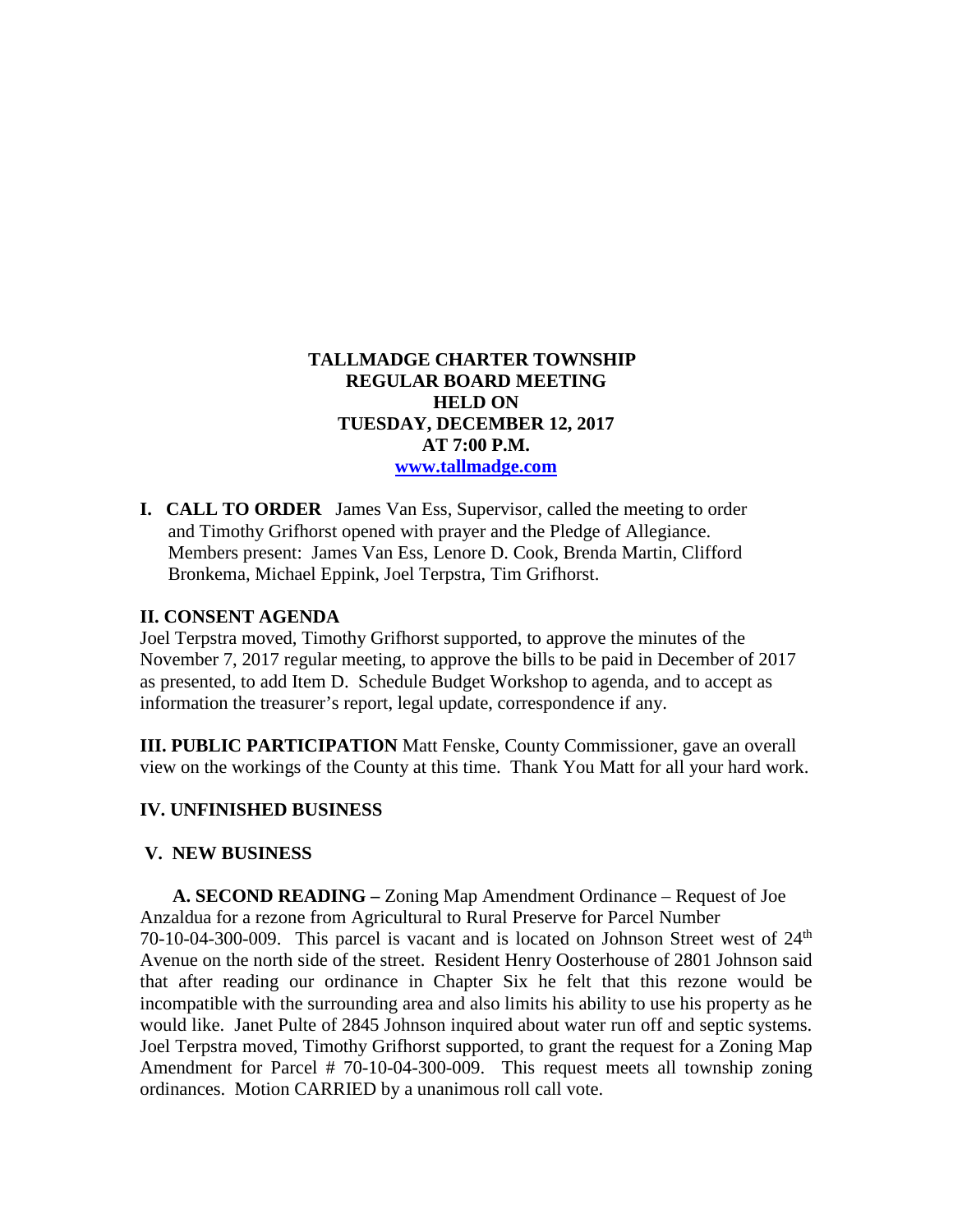**TALLMADGE CHARTER TOWNSHIP**
**REGULAR BOARD MEETING**
**HELD ON**
**TUESDAY, DECEMBER 12, 2017**
**AT 7:00 P.M.**
**www.tallmadge.com**

**I. CALL TO ORDER** James Van Ess, Supervisor, called the meeting to order and Timothy Grifhorst opened with prayer and the Pledge of Allegiance. Members present: James Van Ess, Lenore D. Cook, Brenda Martin, Clifford Bronkema, Michael Eppink, Joel Terpstra, Tim Grifhorst.

## II. CONSENT AGENDA

Joel Terpstra moved, Timothy Grifhorst supported, to approve the minutes of the November 7, 2017 regular meeting, to approve the bills to be paid in December of 2017 as presented, to add Item D. Schedule Budget Workshop to agenda, and to accept as information the treasurer's report, legal update, correspondence if any.

**III. PUBLIC PARTICIPATION** Matt Fenske, County Commissioner, gave an overall view on the workings of the County at this time. Thank You Matt for all your hard work.

## IV. UNFINISHED BUSINESS

## V. NEW BUSINESS

**A. SECOND READING –** Zoning Map Amendment Ordinance – Request of Joe Anzaldua for a rezone from Agricultural to Rural Preserve for Parcel Number 70-10-04-300-009. This parcel is vacant and is located on Johnson Street west of 24th Avenue on the north side of the street. Resident Henry Oosterhouse of 2801 Johnson said that after reading our ordinance in Chapter Six he felt that this rezone would be incompatible with the surrounding area and also limits his ability to use his property as he would like. Janet Pulte of 2845 Johnson inquired about water run off and septic systems. Joel Terpstra moved, Timothy Grifhorst supported, to grant the request for a Zoning Map Amendment for Parcel # 70-10-04-300-009. This request meets all township zoning ordinances. Motion CARRIED by a unanimous roll call vote.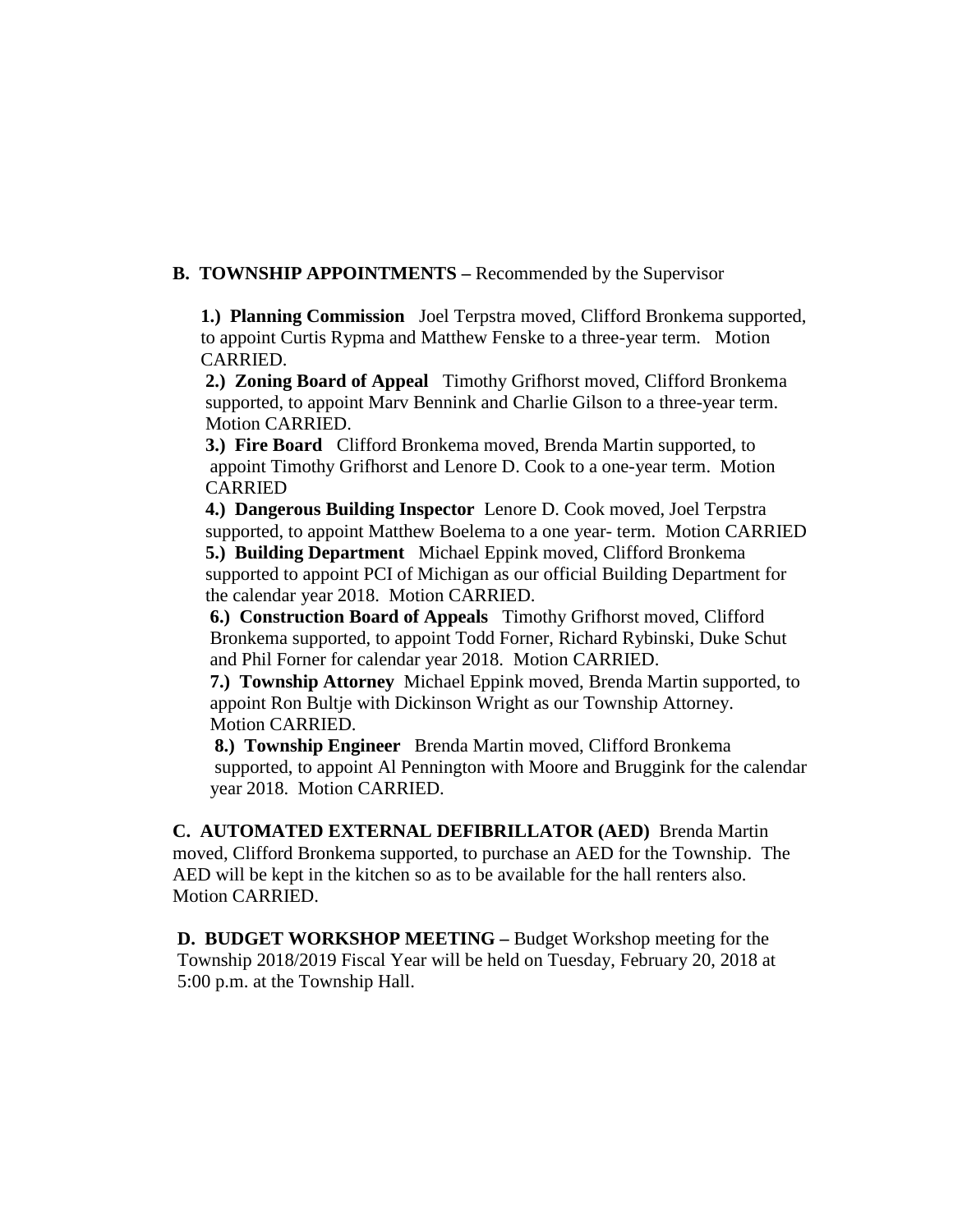**B. TOWNSHIP APPOINTMENTS –** Recommended by the Supervisor

**1.) Planning Commission** Joel Terpstra moved, Clifford Bronkema supported, to appoint Curtis Rypma and Matthew Fenske to a three-year term. Motion CARRIED.

**2.) Zoning Board of Appeal** Timothy Grifhorst moved, Clifford Bronkema supported, to appoint Marv Bennink and Charlie Gilson to a three-year term. Motion CARRIED.

**3.) Fire Board** Clifford Bronkema moved, Brenda Martin supported, to appoint Timothy Grifhorst and Lenore D. Cook to a one-year term. Motion CARRIED

**4.) Dangerous Building Inspector** Lenore D. Cook moved, Joel Terpstra supported, to appoint Matthew Boelema to a one year- term. Motion CARRIED

**5.) Building Department** Michael Eppink moved, Clifford Bronkema supported to appoint PCI of Michigan as our official Building Department for the calendar year 2018. Motion CARRIED.

**6.) Construction Board of Appeals** Timothy Grifhorst moved, Clifford Bronkema supported, to appoint Todd Forner, Richard Rybinski, Duke Schut and Phil Forner for calendar year 2018. Motion CARRIED.

**7.) Township Attorney** Michael Eppink moved, Brenda Martin supported, to appoint Ron Bultje with Dickinson Wright as our Township Attorney. Motion CARRIED.

**8.) Township Engineer** Brenda Martin moved, Clifford Bronkema supported, to appoint Al Pennington with Moore and Bruggink for the calendar year 2018. Motion CARRIED.

**C. AUTOMATED EXTERNAL DEFIBRILLATOR (AED)** Brenda Martin moved, Clifford Bronkema supported, to purchase an AED for the Township. The AED will be kept in the kitchen so as to be available for the hall renters also. Motion CARRIED.

**D. BUDGET WORKSHOP MEETING –** Budget Workshop meeting for the Township 2018/2019 Fiscal Year will be held on Tuesday, February 20, 2018 at 5:00 p.m. at the Township Hall.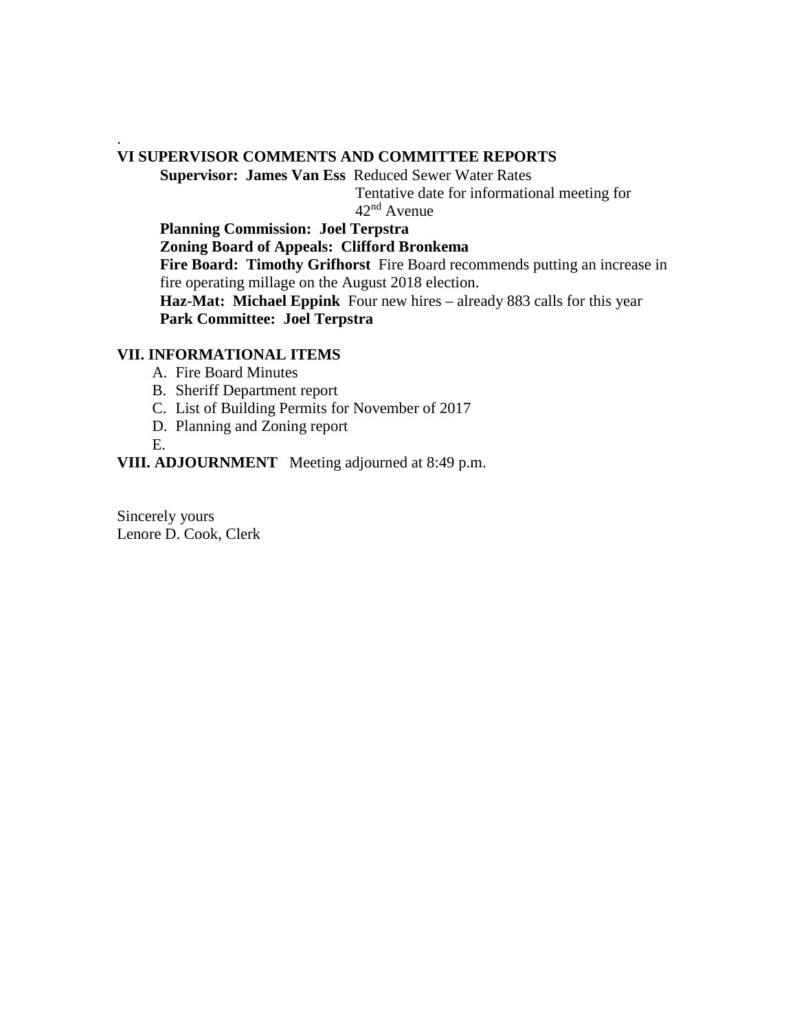.

**VI SUPERVISOR COMMENTS AND COMMITTEE REPORTS**

**Supervisor: James Van Ess** Reduced Sewer Water Rates
Tentative date for informational meeting for 42nd Avenue

**Planning Commission: Joel Terpstra**

**Zoning Board of Appeals: Clifford Bronkema**

**Fire Board: Timothy Grifhorst** Fire Board recommends putting an increase in fire operating millage on the August 2018 election.

**Haz-Mat: Michael Eppink** Four new hires – already 883 calls for this year

**Park Committee: Joel Terpstra**

**VII. INFORMATIONAL ITEMS**

A. Fire Board Minutes
B. Sheriff Department report
C. List of Building Permits for November of 2017
D. Planning and Zoning report
E.

**VIII. ADJOURNMENT** Meeting adjourned at 8:49 p.m.

Sincerely yours
Lenore D. Cook, Clerk